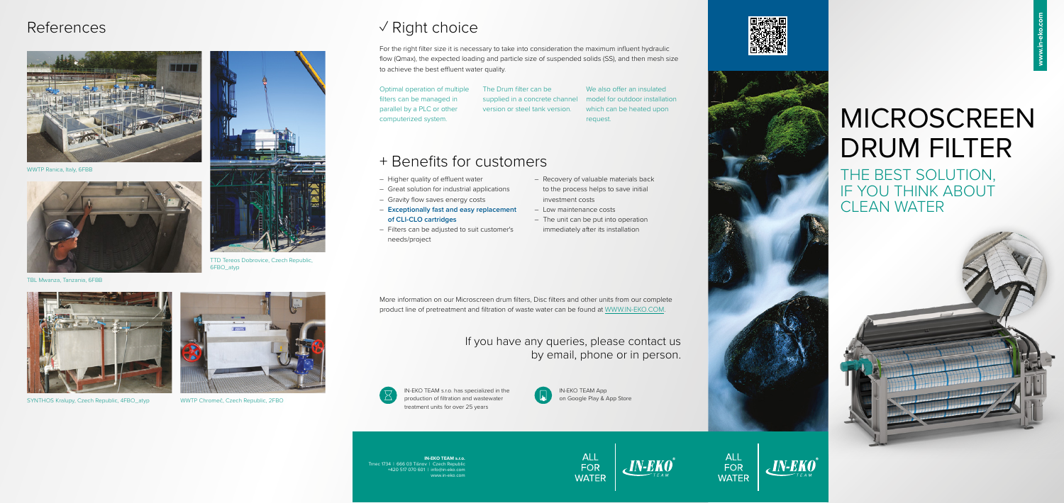## References

WWTP Ranica, Italy, 6FBB

TBL Mwanza, Tanzania, 6FBB

TTD Tereos Dobrovice, Czech Republic, 6FBO_atyp

SYNTHOS Kralupy, Czech Republic, 4FBO_atyp

WWTP Chromeč, Czech Republic, 2FBO

## √ Right choice

For the right filter size it is necessary to take into consideration the maximum influent hydraulic flow (Qmax), the expected loading and particle size of suspended solids (SS), and then mesh size to achieve the best effluent water quality.

Optimal operation of multiple filters can be managed in parallel by a PLC or other computerized system.

The Drum filter can be supplied in a concrete channel version or steel tank version.

We also offer an insulated model for outdoor installation which can be heated upon request.

## + Benefits for customers

- Higher quality of effluent water
- Great solution for industrial applications
- Gravity flow saves energy costs
- **Exceptionally fast and easy replacement of CLI-CLO cartridges**
- Filters can be adjusted to suit customer's needs/project
- Recovery of valuable materials back to the process helps to save initial investment costs
- Low maintenance costs
- The unit can be put into operation immediately after its installation

More information on our Microscreen drum filters, Disc filters and other units from our complete product line of pretreatment and filtration of waste water can be found at WWW.IN-EKO.COM.

If you have any queries, please contact us by email, phone or in person.

IN-EKO TEAM s.r.o. has specialized in the production of filtration and wastewater treatment units for over 25 years

IN-EKO TEAM App on Google Play & App Store

**IN-EKO TEAM s.r.o.**
Trnec 1734 | 666 03 Tišnov | Czech Republic
+420 517 070 601 | info@in-eko.com
www.in-eko.com

ALL FOR WATER | IN-EKO TEAM

# MICROSCREEN DRUM FILTER

## THE BEST SOLUTION, IF YOU THINK ABOUT CLEAN WATER

ALL FOR WATER | IN-EKO TEAM

www.in-eko.com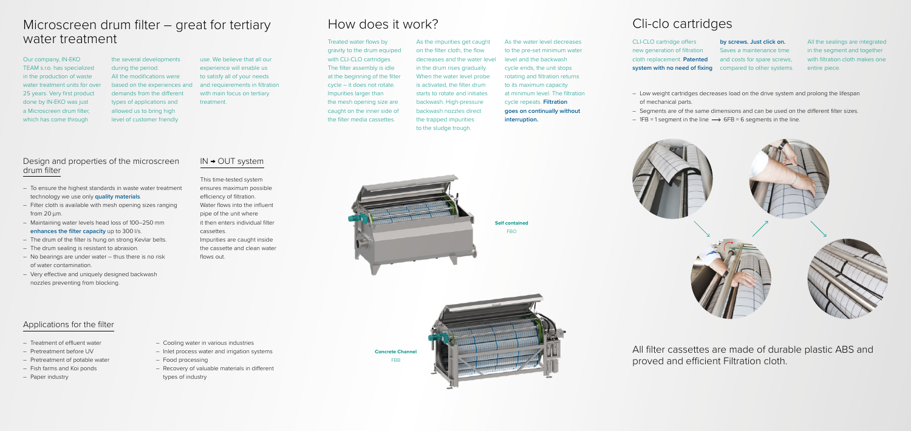# Microscreen drum filter – great for tertiary water treatment

Our company, IN-EKO TEAM s.r.o. has specialized in the production of waste water treatment units for over 25 years. Very first product done by IN-EKO was just a Microscreen drum filter, which has come through the several developments during the period. All the modifications were based on the experiences and demands from the different types of applications and allowed us to bring high level of customer friendly use. We believe that all our experience will enable us to satisfy all of your needs and requierements in filtration with main focus on tertiary treatment.

## Design and properties of the microscreen drum filter

- To ensure the highest standards in waste water treatment technology we use only **quality materials**.
- Filter cloth is available with mesh opening sizes ranging from 20 µm.
- Maintaining water levels head loss of 100–250 mm **enhances the filter capacity** up to 300 l/s.
- The drum of the filter is hung on strong Kevlar belts.
- The drum sealing is resistant to abrasion.
- No bearings are under water – thus there is no risk of water contamination.
- Very effective and uniquely designed backwash nozzles preventing from blocking.

## IN → OUT system

This time-tested system ensures maximum possible efficiency of filtration. Water flows into the influent pipe of the unit where it then enters individual filter cassettes. Impurities are caught inside the cassette and clean water flows out.

## Applications for the filter

- Treatment of effluent water
- Pretreatment before UV
- Pretreatment of potable water
- Fish farms and Koi ponds
- Paper industry
- Cooling water in various industries
- Inlet process water and irrigation systems
- Food processing
- Recovery of valuable materials in different types of industry

# How does it work?

Treated water flows by gravity to the drum equiped with CLI-CLO cartridges. The filter assembly is idle at the beginning of the filter cycle – it does not rotate. Impurities larger than the mesh opening size are caught on the inner side of the filter media cassettes.

As the impurities get caught on the filter cloth, the flow decreases and the water level in the drum rises gradually. When the water level probe is activated, the filter drum starts to rotate and initiates backwash. High-pressure backwash nozzles direct the trapped impurities to the sludge trough.

As the water level decreases to the pre-set minimum water level and the backwash cycle ends, the unit stops rotating and filtration returns to its maximum capacity at minimum level. The filtration cycle repeats. **Filtration goes on continually without interruption.**

**Self contained**
FBO

**Concrete Channel**
FBB

# Cli-clo cartridges

CLI-CLO cartridge offers new generation of filtration cloth replacement. **Patented system with no need of fixing by screws. Just click on.** Saves a maintenance time and costs for spare screws, compared to other systems.

All the sealings are integrated in the segment and together with filtration cloth makes one entire piece.

- Low weight cartridges decreases load on the drive system and prolong the lifespan of mechanical parts.
- Segments are of the same dimensions and can be used on the different filter sizes.
- 1FB = 1 segment in the line ⟶ 6FB = 6 segments in the line.

All filter cassettes are made of durable plastic ABS and proved and efficient Filtration cloth.